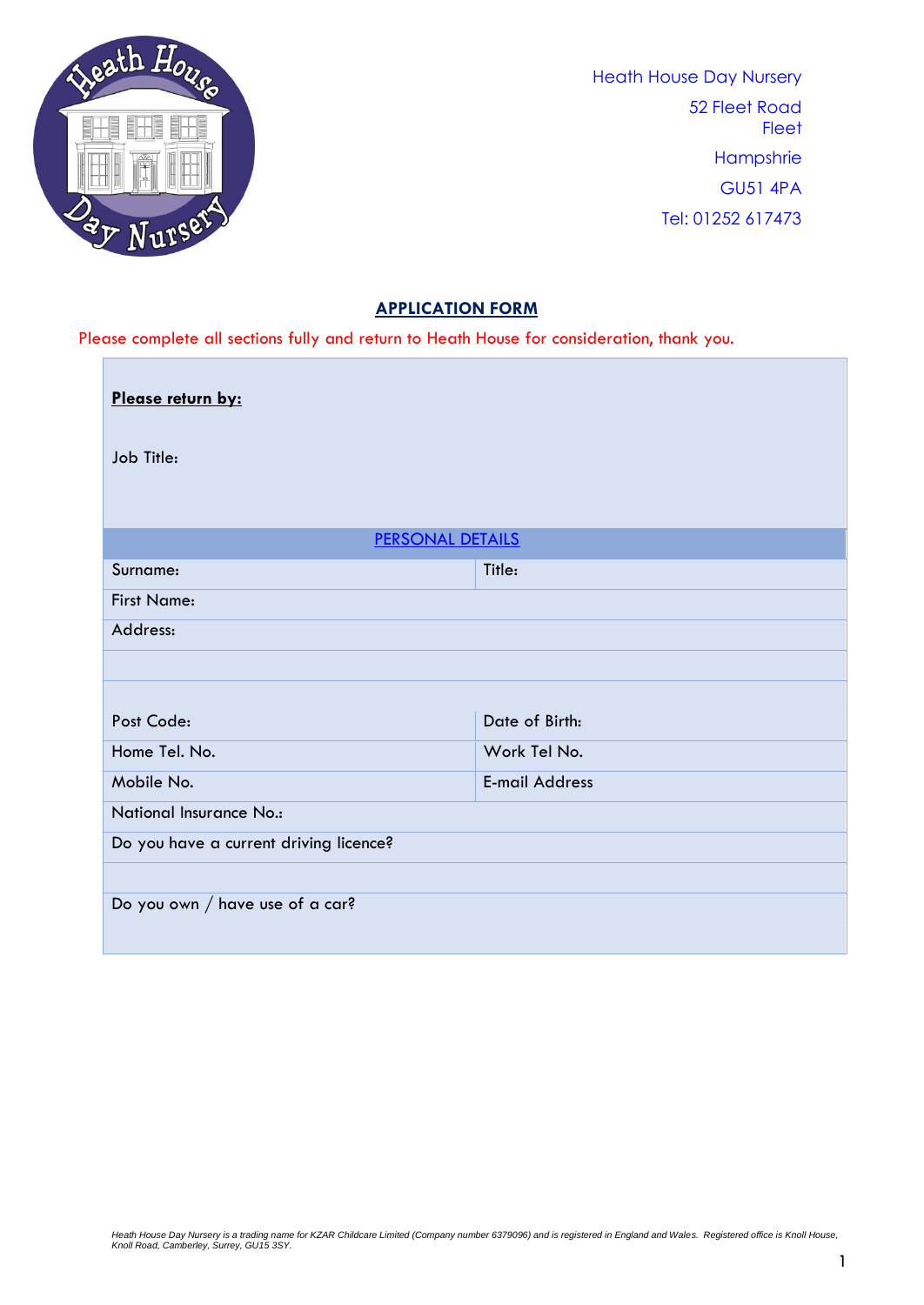Heath House Day Nursery
52 Fleet Road
Fleet
Hampshrie
GU51 4PA
Tel: 01252 617473

## APPLICATION FORM

Please complete all sections fully and return to Heath House for consideration, thank you.

**Please return by:**

Job Title:

| PERSONAL DETAILS | |
|---|---|
| Surname: | Title: |
| First Name: | |
| Address: | |
| | |
| Post Code: | Date of Birth: |
| Home Tel. No. | Work Tel No. |
| Mobile No. | E-mail Address |
| National Insurance No.: | |
| Do you have a current driving licence? | |
| | |
| Do you own / have use of a car? | |

*Heath House Day Nursery is a trading name for KZAR Childcare Limited (Company number 6379096) and is registered in England and Wales. Registered office is Knoll House, Knoll Road, Camberley, Surrey, GU15 3SY.*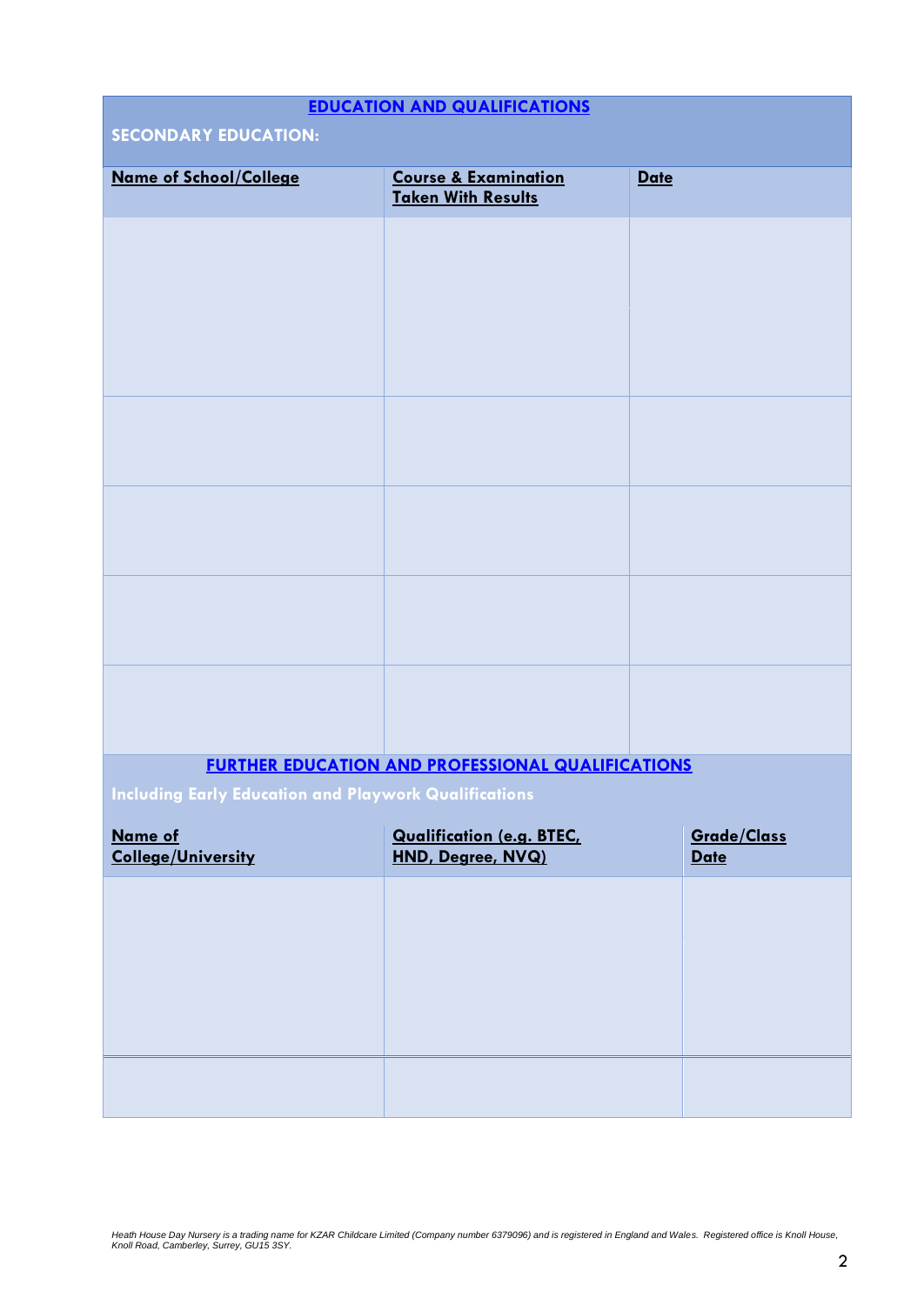## EDUCATION AND QUALIFICATIONS

**SECONDARY EDUCATION:**

| Name of School/College | Course & Examination Taken With Results | Date |
|---|---|---|
| | | |
| | | |
| | | |
| | | |
| | | |

## FURTHER EDUCATION AND PROFESSIONAL QUALIFICATIONS

**Including Early Education and Playwork Qualifications**

| Name of College/University | Qualification (e.g. BTEC, HND, Degree, NVQ) | Grade/Class Date |
|---|---|---|
| | | |
| | | |

*Heath House Day Nursery is a trading name for KZAR Childcare Limited (Company number 6379096) and is registered in England and Wales. Registered office is Knoll House, Knoll Road, Camberley, Surrey, GU15 3SY.*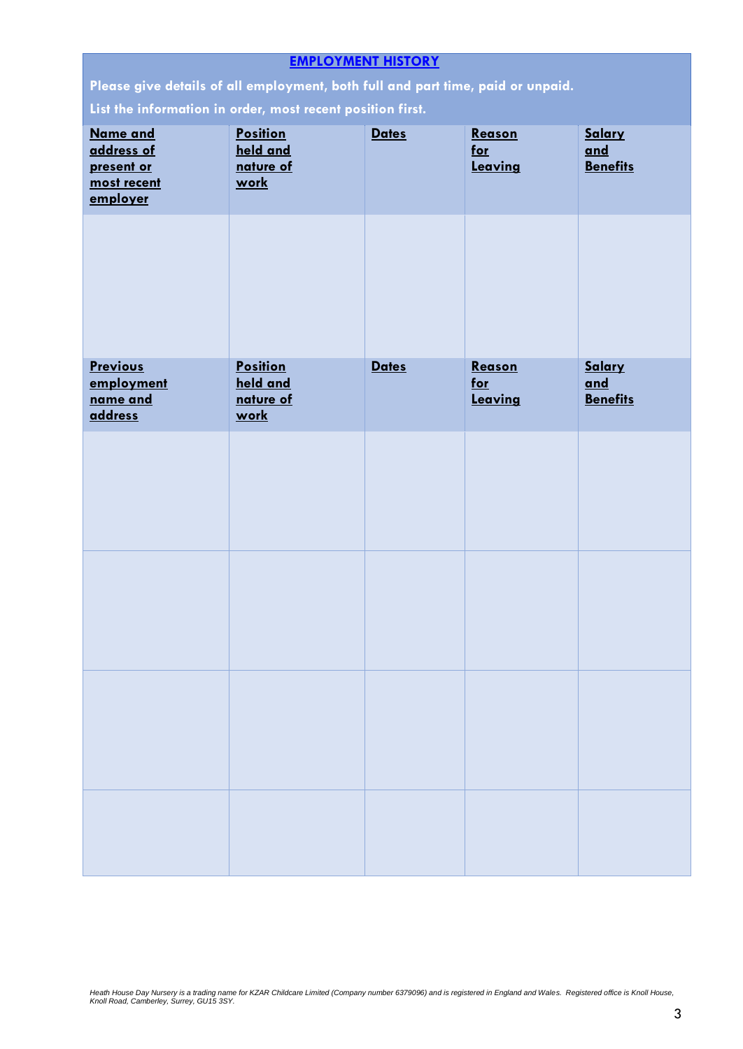## EMPLOYMENT HISTORY

**Please give details of all employment, both full and part time, paid or unpaid.**

**List the information in order, most recent position first.**

| Name and address of present or most recent employer | Position held and nature of work | Dates | Reason for Leaving | Salary and Benefits |
|---|---|---|---|---|
| | | | | |
| **Previous employment name and address** | **Position held and nature of work** | **Dates** | **Reason for Leaving** | **Salary and Benefits** |
| | | | | |
| | | | | |
| | | | | |
| | | | | |

*Heath House Day Nursery is a trading name for KZAR Childcare Limited (Company number 6379096) and is registered in England and Wales. Registered office is Knoll House, Knoll Road, Camberley, Surrey, GU15 3SY.*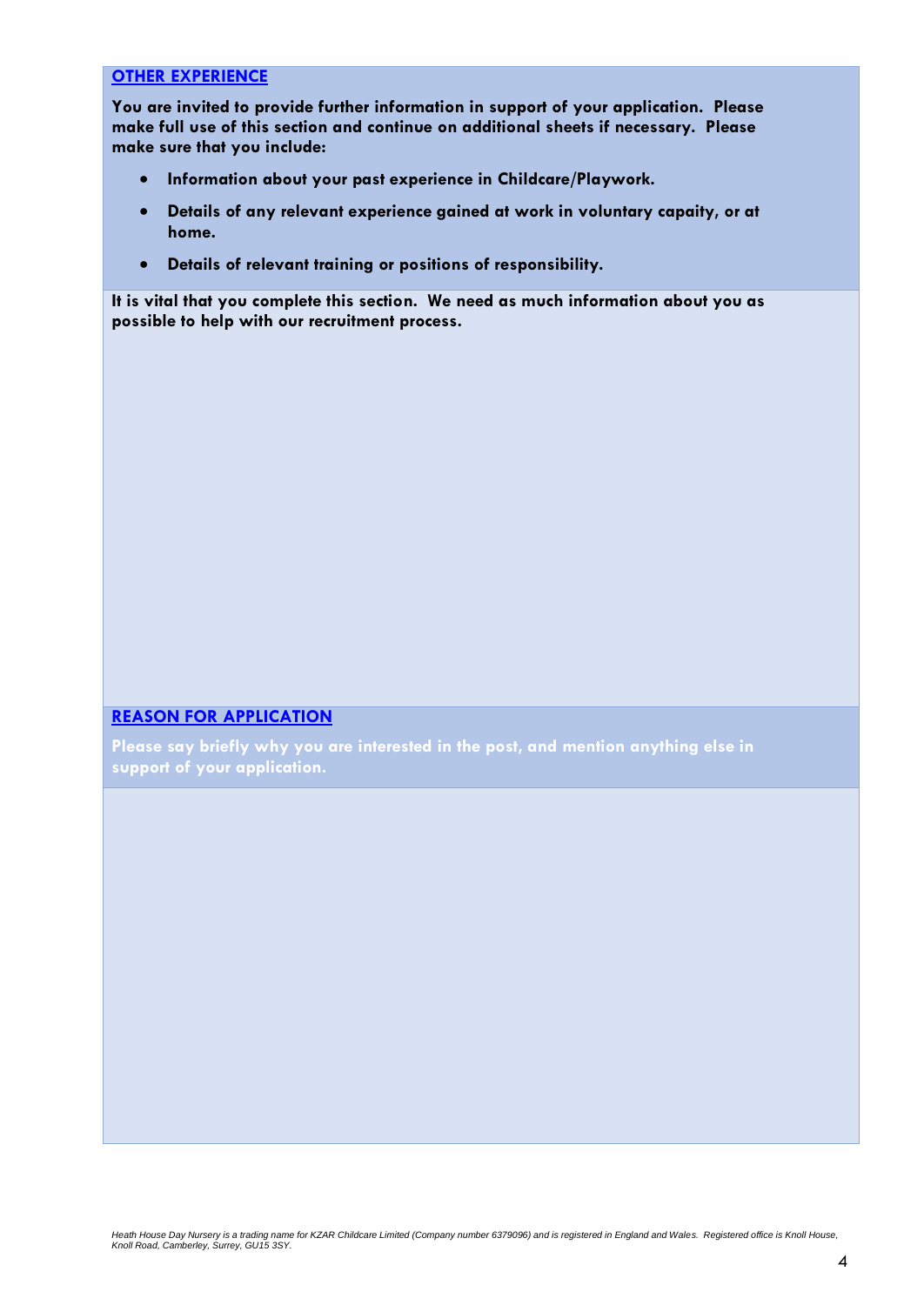## OTHER EXPERIENCE

**You are invited to provide further information in support of your application. Please make full use of this section and continue on additional sheets if necessary. Please make sure that you include:**

- **Information about your past experience in Childcare/Playwork.**
- **Details of any relevant experience gained at work in voluntary capaity, or at home.**
- **Details of relevant training or positions of responsibility.**

**It is vital that you complete this section. We need as much information about you as possible to help with our recruitment process.**

## REASON FOR APPLICATION

**Please say briefly why you are interested in the post, and mention anything else in support of your application.**

*Heath House Day Nursery is a trading name for KZAR Childcare Limited (Company number 6379096) and is registered in England and Wales. Registered office is Knoll House, Knoll Road, Camberley, Surrey, GU15 3SY.*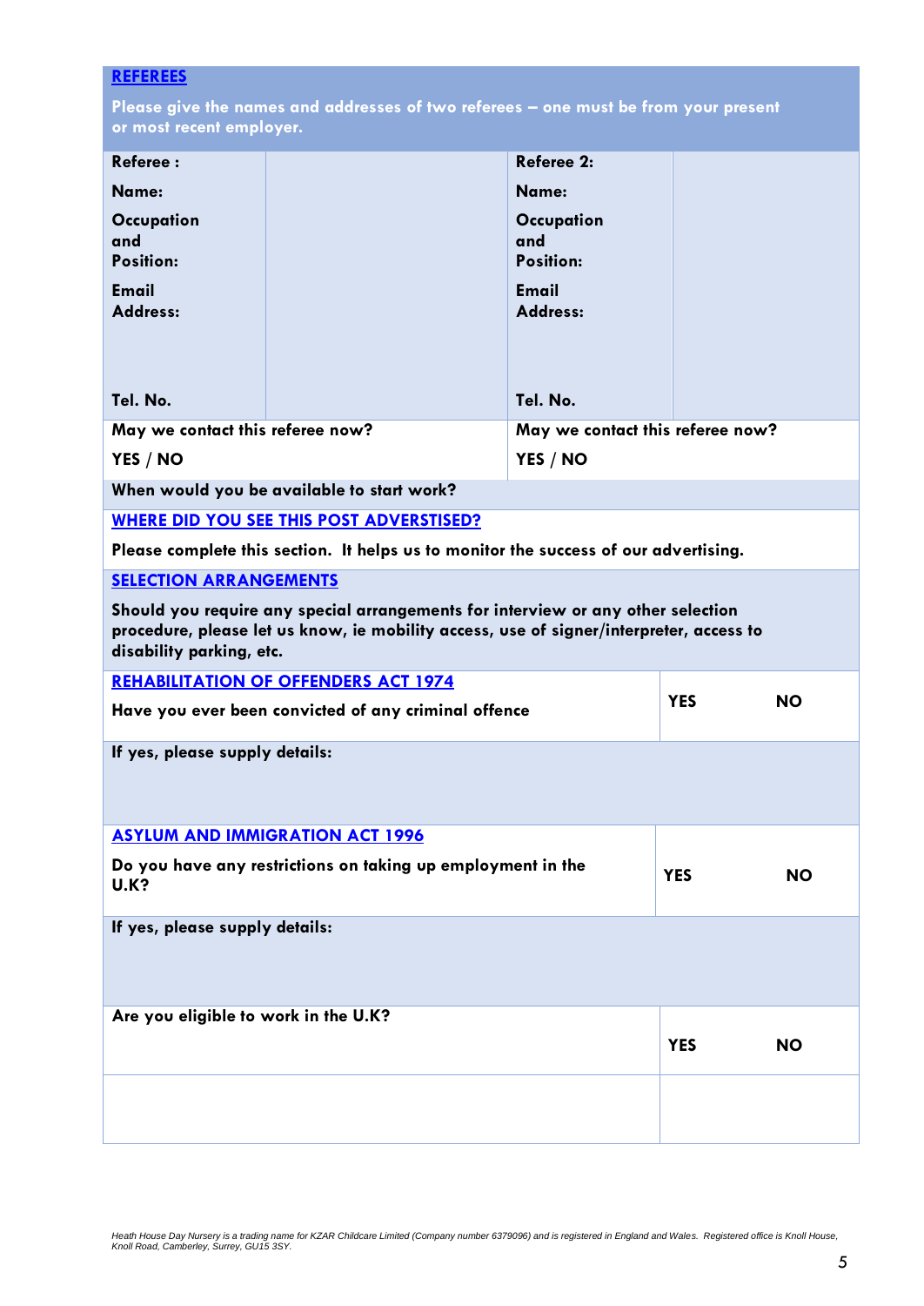## REFEREES

**Please give the names and addresses of two referees – one must be from your present or most recent employer.**

| **Referee :** | | **Referee 2:** | |
|---|---|---|---|
| **Name:** | | **Name:** | |
| **Occupation and Position:** | | **Occupation and Position:** | |
| **Email Address:** | | **Email Address:** | |
| **Tel. No.** | | **Tel. No.** | |
| **May we contact this referee now?** | | **May we contact this referee now?** | |
| **YES / NO** | | **YES / NO** | |

**When would you be available to start work?**

## WHERE DID YOU SEE THIS POST ADVERSTISED?

**Please complete this section. It helps us to monitor the success of our advertising.**

## SELECTION ARRANGEMENTS

**Should you require any special arrangements for interview or any other selection procedure, please let us know, ie mobility access, use of signer/interpreter, access to disability parking, etc.**

## REHABILITATION OF OFFENDERS ACT 1974

| **Have you ever been convicted of any criminal offence** | **YES** | **NO** |
|---|---|---|

**If yes, please supply details:**

## ASYLUM AND IMMIGRATION ACT 1996

| **Do you have any restrictions on taking up employment in the U.K?** | **YES** | **NO** |
|---|---|---|

**If yes, please supply details:**

| **Are you eligible to work in the U.K?** | **YES** | **NO** |
|---|---|---|
| | | |

*Heath House Day Nursery is a trading name for KZAR Childcare Limited (Company number 6379096) and is registered in England and Wales. Registered office is Knoll House, Knoll Road, Camberley, Surrey, GU15 3SY.*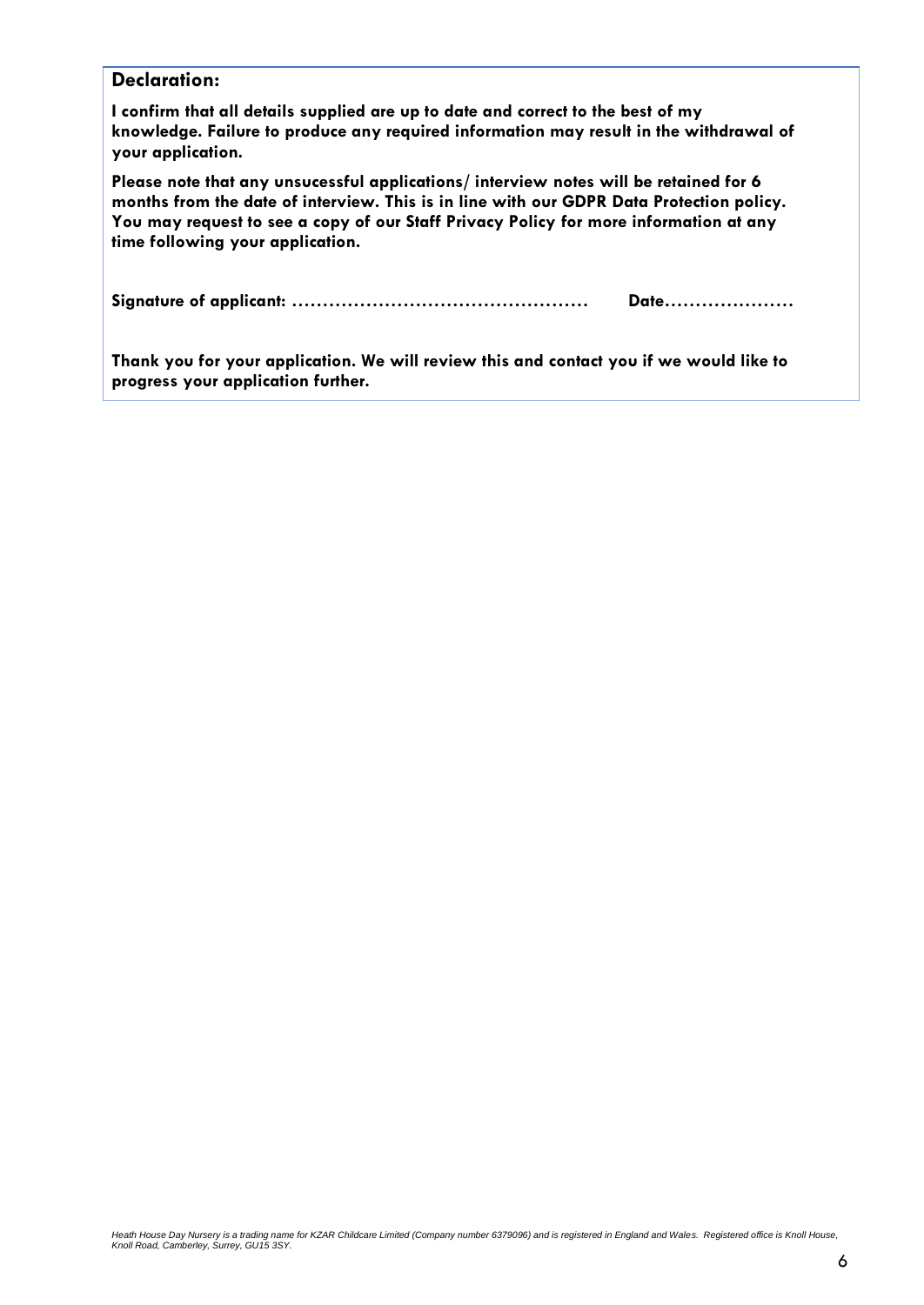**Declaration:**

**I confirm that all details supplied are up to date and correct to the best of my knowledge. Failure to produce any required information may result in the withdrawal of your application.**

**Please note that any unsucessful applications/ interview notes will be retained for 6 months from the date of interview. This is in line with our GDPR Data Protection policy. You may request to see a copy of our Staff Privacy Policy for more information at any time following your application.**

**Signature of applicant: …………………………………………  Date…………………**

**Thank you for your application. We will review this and contact you if we would like to progress your application further.**

*Heath House Day Nursery is a trading name for KZAR Childcare Limited (Company number 6379096) and is registered in England and Wales. Registered office is Knoll House, Knoll Road, Camberley, Surrey, GU15 3SY.*